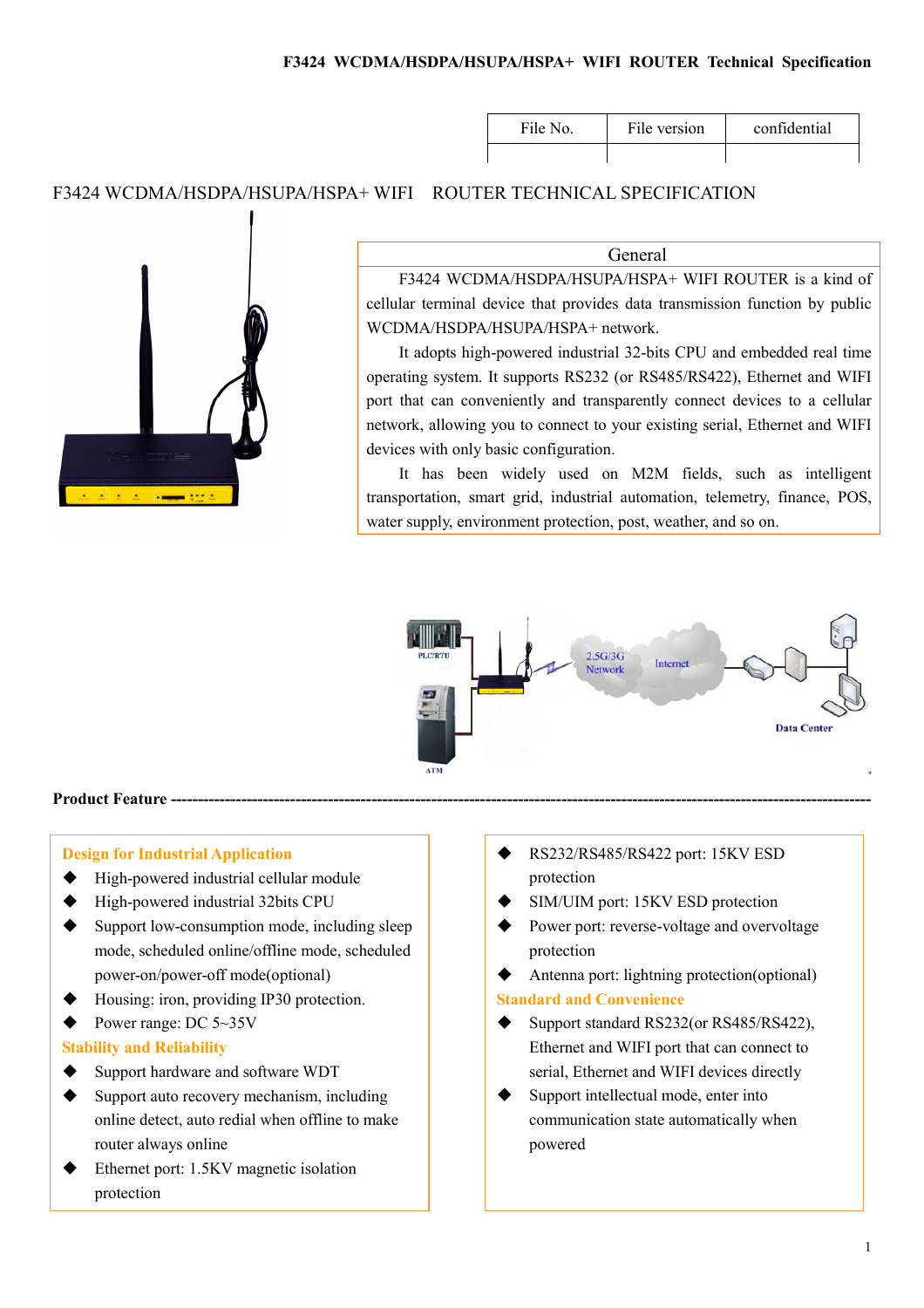| File No. | File version | confidential |
| --- | --- | --- |
| | | |

# F3424 WCDMA/HSDPA/HSUPA/HSPA+ WIFI ROUTER TECHNICAL SPECIFICATION

## General

F3424 WCDMA/HSDPA/HSUPA/HSPA+ WIFI ROUTER is a kind of cellular terminal device that provides data transmission function by public WCDMA/HSDPA/HSUPA/HSPA+ network.

It adopts high-powered industrial 32-bits CPU and embedded real time operating system. It supports RS232 (or RS485/RS422), Ethernet and WIFI port that can conveniently and transparently connect devices to a cellular network, allowing you to connect to your existing serial, Ethernet and WIFI devices with only basic configuration.

It has been widely used on M2M fields, such as intelligent transportation, smart grid, industrial automation, telemetry, finance, POS, water supply, environment protection, post, weather, and so on.

## Product Feature

**Design for Industrial Application**

- High-powered industrial cellular module
- High-powered industrial 32bits CPU
- Support low-consumption mode, including sleep mode, scheduled online/offline mode, scheduled power-on/power-off mode(optional)
- Housing: iron, providing IP30 protection.
- Power range: DC 5~35V

**Stability and Reliability**

- Support hardware and software WDT
- Support auto recovery mechanism, including online detect, auto redial when offline to make router always online
- Ethernet port: 1.5KV magnetic isolation protection
- RS232/RS485/RS422 port: 15KV ESD protection
- SIM/UIM port: 15KV ESD protection
- Power port: reverse-voltage and overvoltage protection
- Antenna port: lightning protection(optional)

**Standard and Convenience**

- Support standard RS232(or RS485/RS422), Ethernet and WIFI port that can connect to serial, Ethernet and WIFI devices directly
- Support intellectual mode, enter into communication state automatically when powered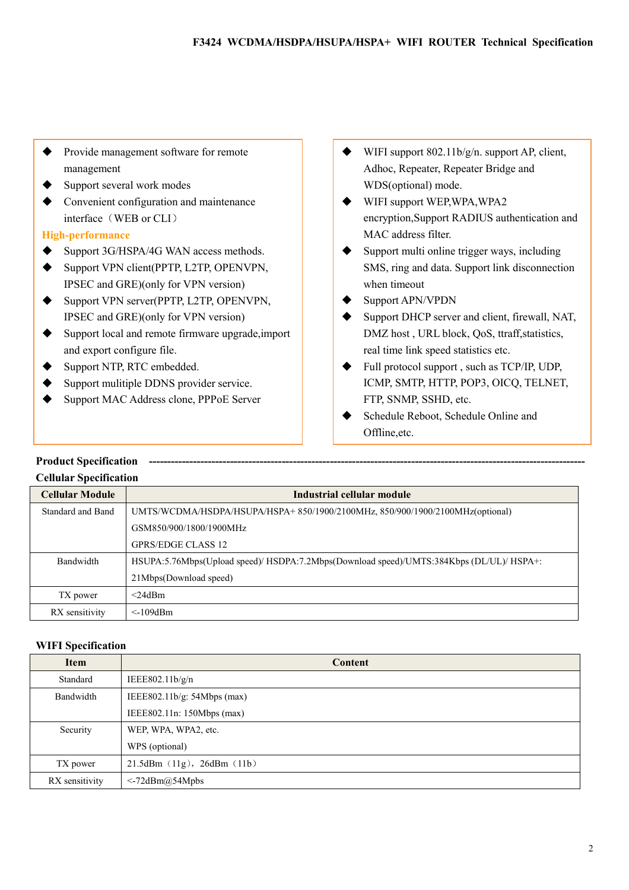- Provide management software for remote management
- Support several work modes
- Convenient configuration and maintenance interface（WEB or CLI）

**High-performance**

- Support 3G/HSPA/4G WAN access methods.
- Support VPN client(PPTP, L2TP, OPENVPN, IPSEC and GRE)(only for VPN version)
- Support VPN server(PPTP, L2TP, OPENVPN, IPSEC and GRE)(only for VPN version)
- Support local and remote firmware upgrade,import and export configure file.
- Support NTP, RTC embedded.
- Support mulitiple DDNS provider service.
- Support MAC Address clone, PPPoE Server
- WIFI support 802.11b/g/n. support AP, client, Adhoc, Repeater, Repeater Bridge and WDS(optional) mode.
- WIFI support WEP,WPA,WPA2 encryption,Support RADIUS authentication and MAC address filter.
- Support multi online trigger ways, including SMS, ring and data. Support link disconnection when timeout
- Support APN/VPDN
- Support DHCP server and client, firewall, NAT, DMZ host , URL block, QoS, ttraff,statistics, real time link speed statistics etc.
- Full protocol support , such as TCP/IP, UDP, ICMP, SMTP, HTTP, POP3, OICQ, TELNET, FTP, SNMP, SSHD, etc.
- Schedule Reboot, Schedule Online and Offline,etc.

## Product Specification

### Cellular Specification

| Cellular Module | Industrial cellular module |
|---|---|
| Standard and Band | UMTS/WCDMA/HSDPA/HSUPA/HSPA+ 850/1900/2100MHz, 850/900/1900/2100MHz(optional)<br>GSM850/900/1800/1900MHz<br>GPRS/EDGE CLASS 12 |
| Bandwidth | HSUPA:5.76Mbps(Upload speed)/ HSDPA:7.2Mbps(Download speed)/UMTS:384Kbps (DL/UL)/ HSPA+: 21Mbps(Download speed) |
| TX power | <24dBm |
| RX sensitivity | <-109dBm |

### WIFI Specification

| Item | Content |
|---|---|
| Standard | IEEE802.11b/g/n |
| Bandwidth | IEEE802.11b/g: 54Mbps (max)<br>IEEE802.11n: 150Mbps (max) |
| Security | WEP, WPA, WPA2, etc.<br>WPS (optional) |
| TX power | 21.5dBm（11g），26dBm（11b） |
| RX sensitivity | <-72dBm@54Mpbs |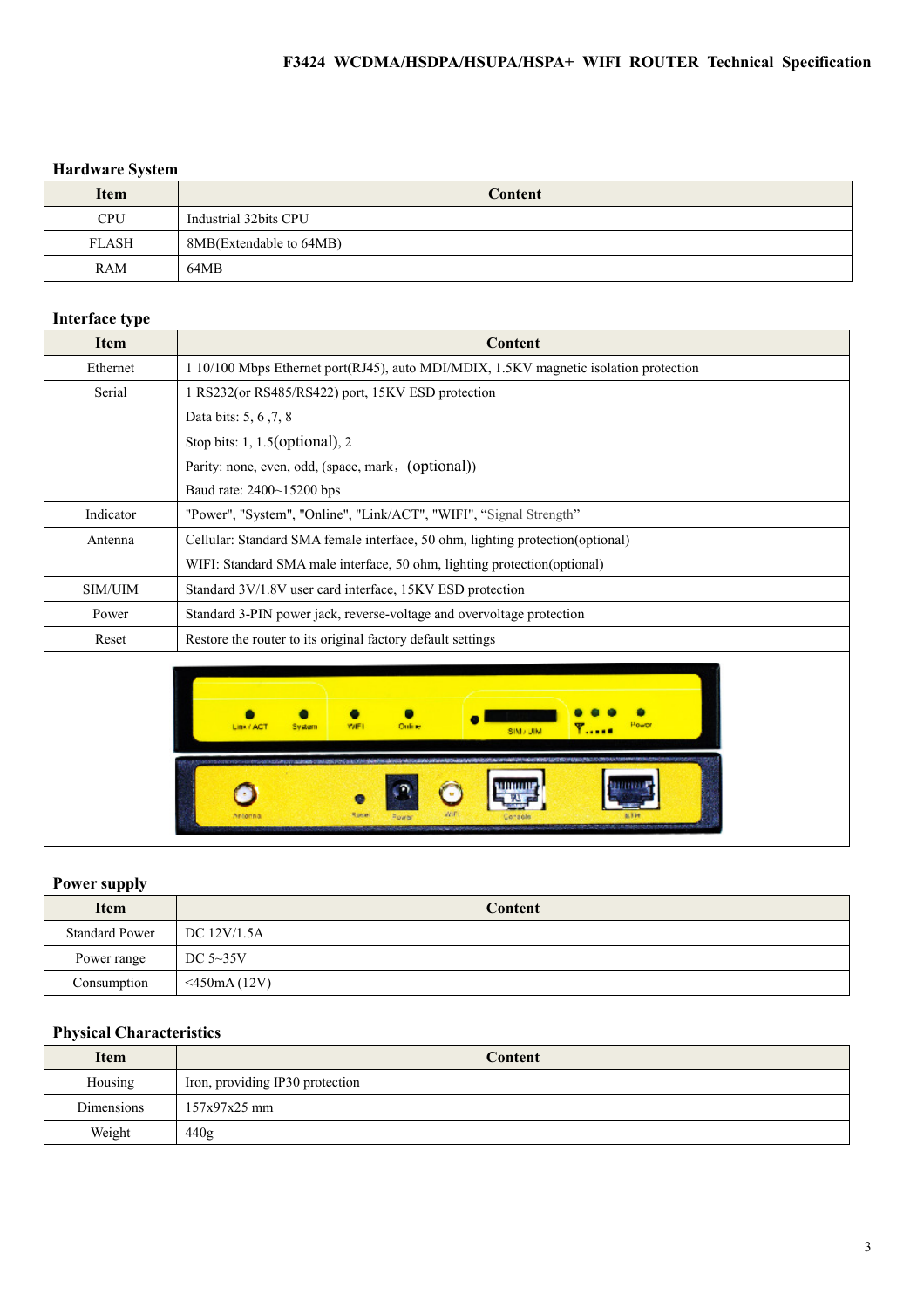## Hardware System

| Item | Content |
|---|---|
| CPU | Industrial 32bits CPU |
| FLASH | 8MB(Extendable to 64MB) |
| RAM | 64MB |

## Interface type

| Item | Content |
|---|---|
| Ethernet | 1 10/100 Mbps Ethernet port(RJ45), auto MDI/MDIX, 1.5KV magnetic isolation protection |
| Serial | 1 RS232(or RS485/RS422) port, 15KV ESD protection<br>Data bits: 5, 6 ,7, 8<br>Stop bits: 1, 1.5(optional), 2<br>Parity: none, even, odd, (space, mark，(optional))<br>Baud rate: 2400~15200 bps |
| Indicator | "Power", "System", "Online", "Link/ACT", "WIFI", "Signal Strength" |
| Antenna | Cellular: Standard SMA female interface, 50 ohm, lighting protection(optional)<br>WIFI: Standard SMA male interface, 50 ohm, lighting protection(optional) |
| SIM/UIM | Standard 3V/1.8V user card interface, 15KV ESD protection |
| Power | Standard 3-PIN power jack, reverse-voltage and overvoltage protection |
| Reset | Restore the router to its original factory default settings |

## Power supply

| Item | Content |
|---|---|
| Standard Power | DC 12V/1.5A |
| Power range | DC 5~35V |
| Consumption | <450mA (12V) |

## Physical Characteristics

| Item | Content |
|---|---|
| Housing | Iron, providing IP30 protection |
| Dimensions | 157x97x25 mm |
| Weight | 440g |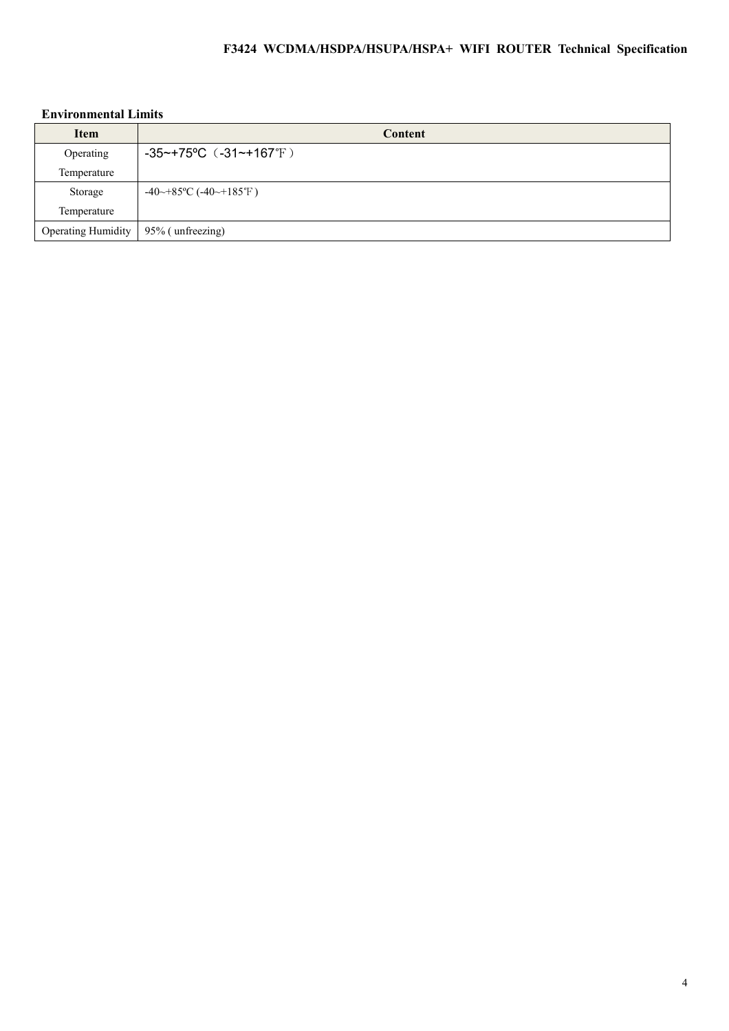**Environmental Limits**

| Item | Content |
|---|---|
| Operating Temperature | -35~+75ºC（-31~+167℉） |
| Storage Temperature | -40~+85ºC (-40~+185℉) |
| Operating Humidity | 95% ( unfreezing) |